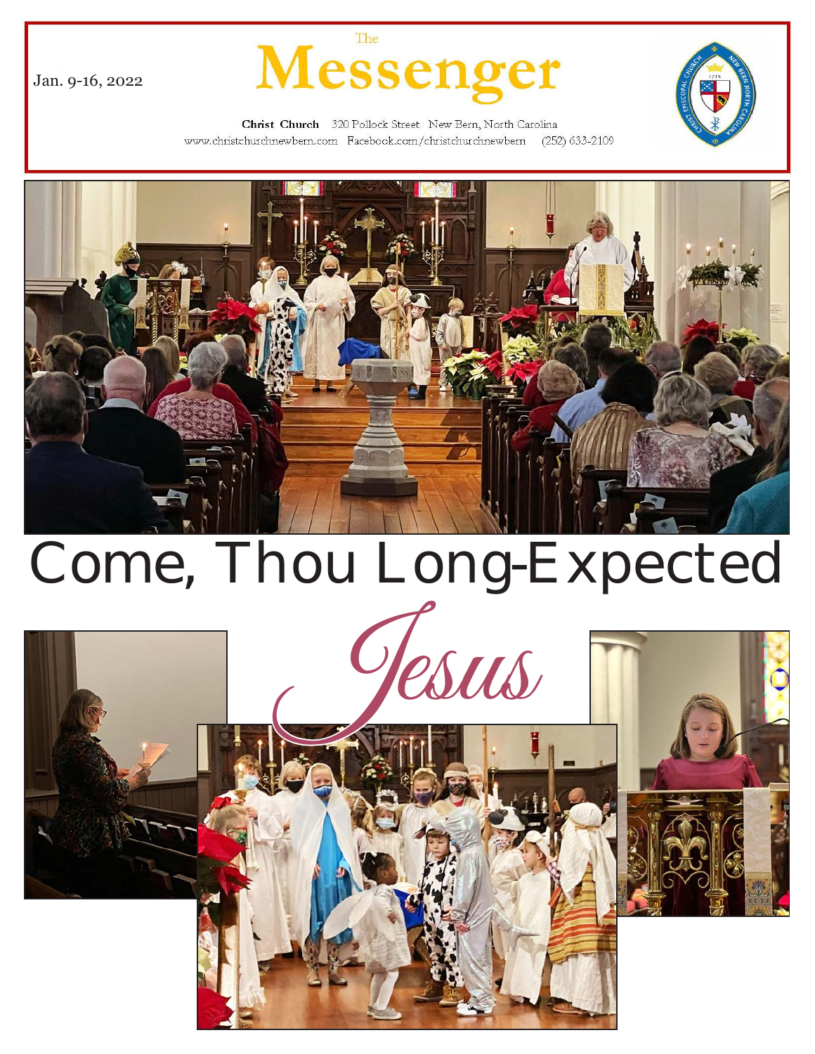Jan. 9-16, 2022

# The Messenger

**Christ Church** 320 Pollock Street New Bern, North Carolina
www.christchurchnewbern.com Facebook.com/christchurchnewbern (252) 633-2109

# Come, Thou Long-Expected *Jesus*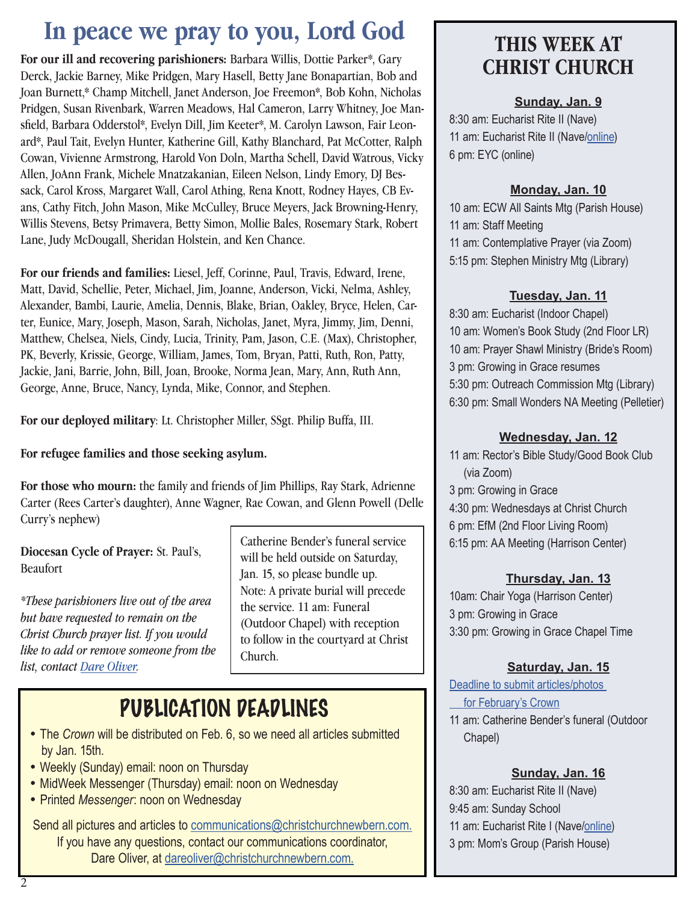# In peace we pray to you, Lord God

**For our ill and recovering parishioners:** Barbara Willis, Dottie Parker*, Gary Derck, Jackie Barney, Mike Pridgen, Mary Hasell, Betty Jane Bonapartian, Bob and Joan Burnett,* Champ Mitchell, Janet Anderson, Joe Freemon*, Bob Kohn, Nicholas Pridgen, Susan Rivenbark, Warren Meadows, Hal Cameron, Larry Whitney, Joe Mansfield, Barbara Odderstol*, Evelyn Dill, Jim Keeter*, M. Carolyn Lawson, Fair Leonard*, Paul Tait, Evelyn Hunter, Katherine Gill, Kathy Blanchard, Pat McCotter, Ralph Cowan, Vivienne Armstrong, Harold Von Doln, Martha Schell, David Watrous, Vicky Allen, JoAnn Frank, Michele Mnatzakanian, Eileen Nelson, Lindy Emory, DJ Bessack, Carol Kross, Margaret Wall, Carol Athing, Rena Knott, Rodney Hayes, CB Evans, Cathy Fitch, John Mason, Mike McCulley, Bruce Meyers, Jack Browning-Henry, Willis Stevens, Betsy Primavera, Betty Simon, Mollie Bales, Rosemary Stark, Robert Lane, Judy McDougall, Sheridan Holstein, and Ken Chance.

**For our friends and families:** Liesel, Jeff, Corinne, Paul, Travis, Edward, Irene, Matt, David, Schellie, Peter, Michael, Jim, Joanne, Anderson, Vicki, Nelma, Ashley, Alexander, Bambi, Laurie, Amelia, Dennis, Blake, Brian, Oakley, Bryce, Helen, Carter, Eunice, Mary, Joseph, Mason, Sarah, Nicholas, Janet, Myra, Jimmy, Jim, Denni, Matthew, Chelsea, Niels, Cindy, Lucia, Trinity, Pam, Jason, C.E. (Max), Christopher, PK, Beverly, Krissie, George, William, James, Tom, Bryan, Patti, Ruth, Ron, Patty, Jackie, Jani, Barrie, John, Bill, Joan, Brooke, Norma Jean, Mary, Ann, Ruth Ann, George, Anne, Bruce, Nancy, Lynda, Mike, Connor, and Stephen.

**For our deployed military**: Lt. Christopher Miller, SSgt. Philip Buffa, III.

**For refugee families and those seeking asylum.**

**For those who mourn:** the family and friends of Jim Phillips, Ray Stark, Adrienne Carter (Rees Carter's daughter), Anne Wagner, Rae Cowan, and Glenn Powell (Delle Curry's nephew)

**Diocesan Cycle of Prayer:** St. Paul's, Beaufort

*\*These parishioners live out of the area but have requested to remain on the Christ Church prayer list. If you would like to add or remove someone from the list, contact Dare Oliver.*

Catherine Bender's funeral service will be held outside on Saturday, Jan. 15, so please bundle up. Note: A private burial will precede the service. 11 am: Funeral (Outdoor Chapel) with reception to follow in the courtyard at Christ Church.

## PUBLICATION DEADLINES

- The *Crown* will be distributed on Feb. 6, so we need all articles submitted by Jan. 15th.
- Weekly (Sunday) email: noon on Thursday
- MidWeek Messenger (Thursday) email: noon on Wednesday
- Printed *Messenger*: noon on Wednesday

Send all pictures and articles to communications@christchurchnewbern.com.
If you have any questions, contact our communications coordinator, Dare Oliver, at dareoliver@christchurchnewbern.com.

## THIS WEEK AT CHRIST CHURCH

**Sunday, Jan. 9**
8:30 am: Eucharist Rite II (Nave)
11 am: Eucharist Rite II (Nave/online)
6 pm: EYC (online)

**Monday, Jan. 10**
10 am: ECW All Saints Mtg (Parish House)
11 am: Staff Meeting
11 am: Contemplative Prayer (via Zoom)
5:15 pm: Stephen Ministry Mtg (Library)

**Tuesday, Jan. 11**
8:30 am: Eucharist (Indoor Chapel)
10 am: Women's Book Study (2nd Floor LR)
10 am: Prayer Shawl Ministry (Bride's Room)
3 pm: Growing in Grace resumes
5:30 pm: Outreach Commission Mtg (Library)
6:30 pm: Small Wonders NA Meeting (Pelletier)

**Wednesday, Jan. 12**
11 am: Rector's Bible Study/Good Book Club (via Zoom)
3 pm: Growing in Grace
4:30 pm: Wednesdays at Christ Church
6 pm: EfM (2nd Floor Living Room)
6:15 pm: AA Meeting (Harrison Center)

**Thursday, Jan. 13**
10am: Chair Yoga (Harrison Center)
3 pm: Growing in Grace
3:30 pm: Growing in Grace Chapel Time

**Saturday, Jan. 15**
Deadline to submit articles/photos for February's Crown
11 am: Catherine Bender's funeral (Outdoor Chapel)

**Sunday, Jan. 16**
8:30 am: Eucharist Rite II (Nave)
9:45 am: Sunday School
11 am: Eucharist Rite I (Nave/online)
3 pm: Mom's Group (Parish House)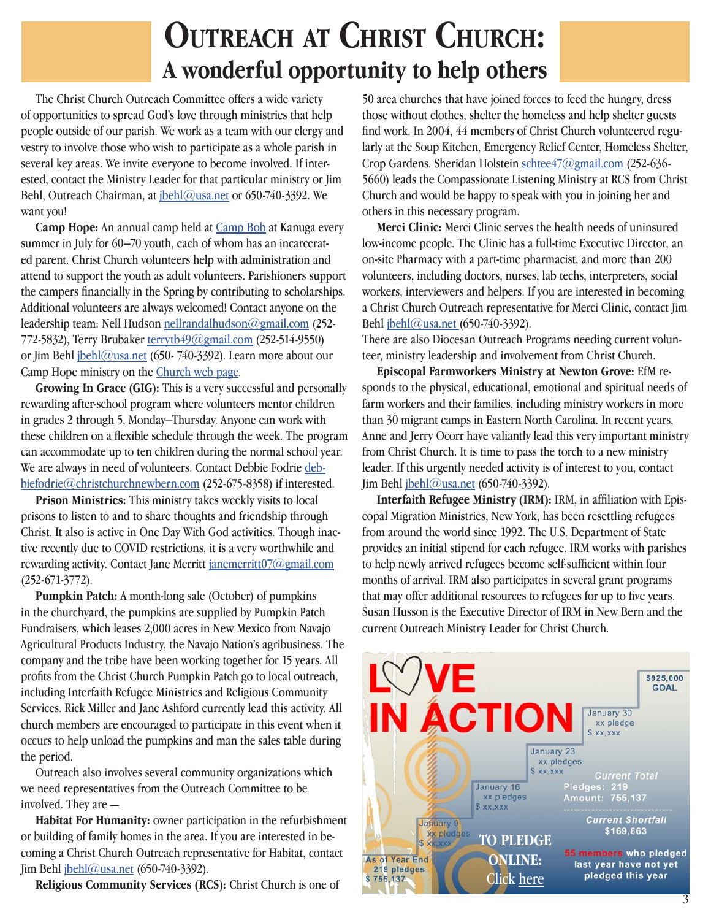# Outreach at Christ Church:
## A wonderful opportunity to help others

The Christ Church Outreach Committee offers a wide variety of opportunities to spread God's love through ministries that help people outside of our parish. We work as a team with our clergy and vestry to involve those who wish to participate as a whole parish in several key areas. We invite everyone to become involved. If interested, contact the Ministry Leader for that particular ministry or Jim Behl, Outreach Chairman, at jbehl@usa.net or 650-740-3392. We want you!

**Camp Hope:** An annual camp held at Camp Bob at Kanuga every summer in July for 60–70 youth, each of whom has an incarcerated parent. Christ Church volunteers help with administration and attend to support the youth as adult volunteers. Parishioners support the campers financially in the Spring by contributing to scholarships. Additional volunteers are always welcomed! Contact anyone on the leadership team: Nell Hudson nellrandalhudson@gmail.com (252-772-5832), Terry Brubaker terrytb49@gmail.com (252-514-9550) or Jim Behl jbehl@usa.net (650- 740-3392). Learn more about our Camp Hope ministry on the Church web page.

**Growing In Grace (GIG):** This is a very successful and personally rewarding after-school program where volunteers mentor children in grades 2 through 5, Monday–Thursday. Anyone can work with these children on a flexible schedule through the week. The program can accommodate up to ten children during the normal school year. We are always in need of volunteers. Contact Debbie Fodrie debbiefodrie@christchurchnewbern.com (252-675-8358) if interested.

**Prison Ministries:** This ministry takes weekly visits to local prisons to listen to and to share thoughts and friendship through Christ. It also is active in One Day With God activities. Though inactive recently due to COVID restrictions, it is a very worthwhile and rewarding activity. Contact Jane Merritt janemerritt07@gmail.com (252-671-3772).

**Pumpkin Patch:** A month-long sale (October) of pumpkins in the churchyard, the pumpkins are supplied by Pumpkin Patch Fundraisers, which leases 2,000 acres in New Mexico from Navajo Agricultural Products Industry, the Navajo Nation's agribusiness. The company and the tribe have been working together for 15 years. All profits from the Christ Church Pumpkin Patch go to local outreach, including Interfaith Refugee Ministries and Religious Community Services. Rick Miller and Jane Ashford currently lead this activity. All church members are encouraged to participate in this event when it occurs to help unload the pumpkins and man the sales table during the period.

Outreach also involves several community organizations which we need representatives from the Outreach Committee to be involved. They are —

**Habitat For Humanity:** owner participation in the refurbishment or building of family homes in the area. If you are interested in becoming a Christ Church Outreach representative for Habitat, contact Jim Behl jbehl@usa.net (650-740-3392).

**Religious Community Services (RCS):** Christ Church is one of 50 area churches that have joined forces to feed the hungry, dress those without clothes, shelter the homeless and help shelter guests find work. In 2004, 44 members of Christ Church volunteered regularly at the Soup Kitchen, Emergency Relief Center, Homeless Shelter, Crop Gardens. Sheridan Holstein schtee47@gmail.com (252-636-5660) leads the Compassionate Listening Ministry at RCS from Christ Church and would be happy to speak with you in joining her and others in this necessary program.

**Merci Clinic:** Merci Clinic serves the health needs of uninsured low-income people. The Clinic has a full-time Executive Director, an on-site Pharmacy with a part-time pharmacist, and more than 200 volunteers, including doctors, nurses, lab techs, interpreters, social workers, interviewers and helpers. If you are interested in becoming a Christ Church Outreach representative for Merci Clinic, contact Jim Behl jbehl@usa.net (650-740-3392).

There are also Diocesan Outreach Programs needing current volunteer, ministry leadership and involvement from Christ Church.

**Episcopal Farmworkers Ministry at Newton Grove:** EfM responds to the physical, educational, emotional and spiritual needs of farm workers and their families, including ministry workers in more than 30 migrant camps in Eastern North Carolina. In recent years, Anne and Jerry Ocorr have valiantly lead this very important ministry from Christ Church. It is time to pass the torch to a new ministry leader. If this urgently needed activity is of interest to you, contact Jim Behl jbehl@usa.net (650-740-3392).

**Interfaith Refugee Ministry (IRM):** IRM, in affiliation with Episcopal Migration Ministries, New York, has been resettling refugees from around the world since 1992. The U.S. Department of State provides an initial stipend for each refugee. IRM works with parishes to help newly arrived refugees become self-sufficient within four months of arrival. IRM also participates in several grant programs that may offer additional resources to refugees for up to five years. Susan Husson is the Executive Director of IRM in New Bern and the current Outreach Ministry Leader for Christ Church.

**LOVE IN ACTION**

$925,000 GOAL

- As of Year End: 219 pledges, $ 755,137
- January 9: xx pledges, $ xx,xxx
- January 16: xx pledges, $ xx,xxx
- January 23: xx pledges, $ xx,xxx
- January 30: xx pledge, $ xx,xxx

*Current Total*
Pledges: 219
Amount: 755,137

*Current Shortfall*
$169,863

55 members who pledged last year have not yet pledged this year

**TO PLEDGE ONLINE:** Click here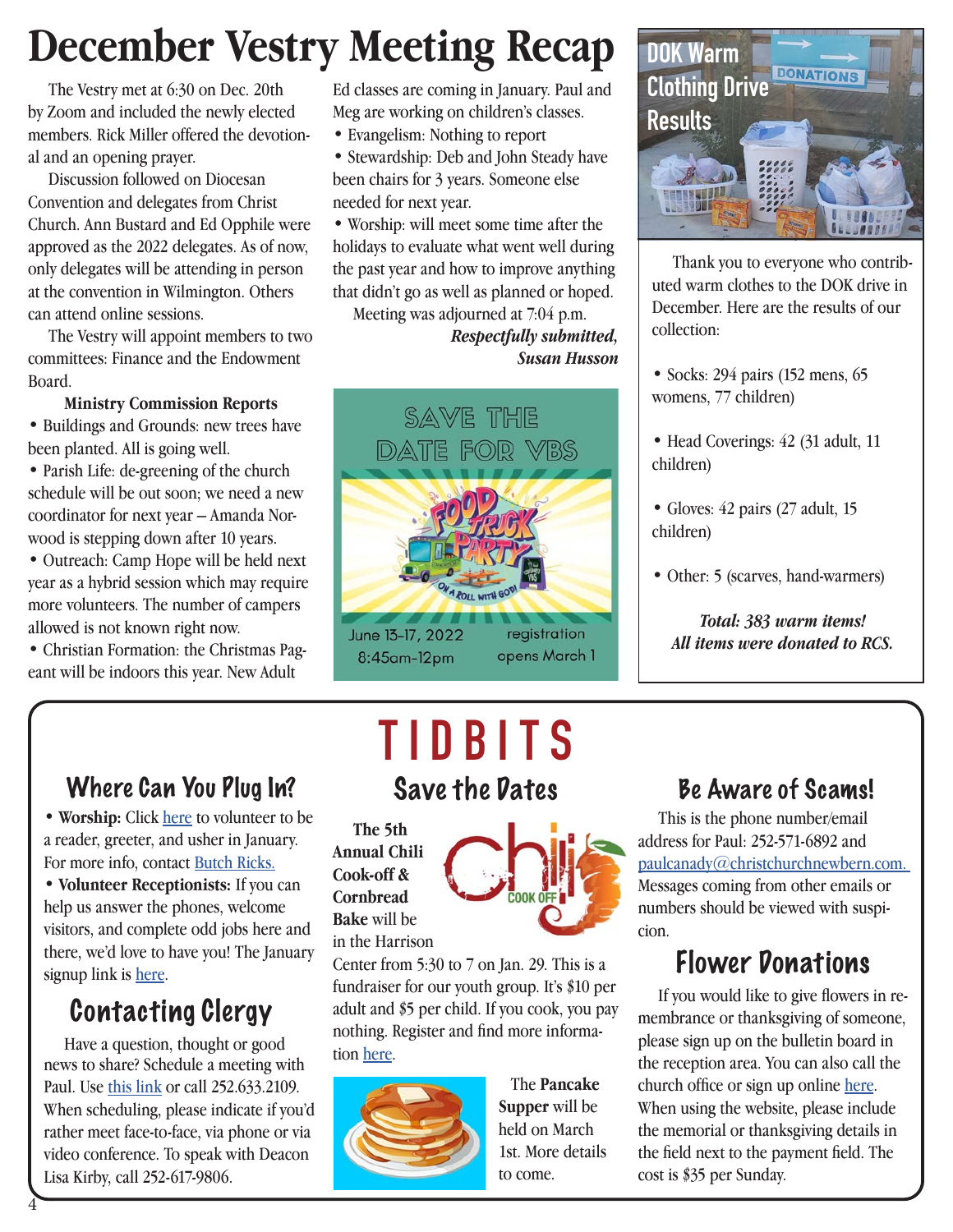# December Vestry Meeting Recap

The Vestry met at 6:30 on Dec. 20th by Zoom and included the newly elected members. Rick Miller offered the devotional and an opening prayer.

Discussion followed on Diocesan Convention and delegates from Christ Church. Ann Bustard and Ed Opphile were approved as the 2022 delegates. As of now, only delegates will be attending in person at the convention in Wilmington. Others can attend online sessions.

The Vestry will appoint members to two committees: Finance and the Endowment Board.

**Ministry Commission Reports**

- Buildings and Grounds: new trees have been planted. All is going well.
- Parish Life: de-greening of the church schedule will be out soon; we need a new coordinator for next year – Amanda Norwood is stepping down after 10 years.
- Outreach: Camp Hope will be held next year as a hybrid session which may require more volunteers. The number of campers allowed is not known right now.
- Christian Formation: the Christmas Pageant will be indoors this year. New Adult Ed classes are coming in January. Paul and Meg are working on children's classes.
- Evangelism: Nothing to report
- Stewardship: Deb and John Steady have been chairs for 3 years. Someone else needed for next year.
- Worship: will meet some time after the holidays to evaluate what went well during the past year and how to improve anything that didn't go as well as planned or hoped.

Meeting was adjourned at 7:04 p.m.

***Respectfully submitted,***
***Susan Husson***

SAVE THE DATE FOR VBS

FOOD TRUCK PARTY

ON A ROLL WITH GOD!

June 13-17, 2022
8:45am-12pm

registration opens March 1

## DOK Warm Clothing Drive Results

Thank you to everyone who contributed warm clothes to the DOK drive in December. Here are the results of our collection:

- Socks: 294 pairs (152 mens, 65 womens, 77 children)
- Head Coverings: 42 (31 adult, 11 children)
- Gloves: 42 pairs (27 adult, 15 children)
- Other: 5 (scarves, hand-warmers)

***Total: 383 warm items!***
***All items were donated to RCS.***

# TIDBITS

## Where Can You Plug In?

- **Worship:** Click here to volunteer to be a reader, greeter, and usher in January. For more info, contact Butch Ricks.
- **Volunteer Receptionists:** If you can help us answer the phones, welcome visitors, and complete odd jobs here and there, we'd love to have you! The January signup link is here.

## Contacting Clergy

Have a question, thought or good news to share? Schedule a meeting with Paul. Use this link or call 252.633.2109. When scheduling, please indicate if you'd rather meet face-to-face, via phone or via video conference. To speak with Deacon Lisa Kirby, call 252-617-9806.

## Save the Dates

Chili COOK OFF

**The 5th Annual Chili Cook-off & Cornbread Bake** will be in the Harrison Center from 5:30 to 7 on Jan. 29. This is a fundraiser for our youth group. It's $10 per adult and $5 per child. If you cook, you pay nothing. Register and find more information here.

The **Pancake Supper** will be held on March 1st. More details to come.

## Be Aware of Scams!

This is the phone number/email address for Paul: 252-571-6892 and paulcanady@christchurchnewbern.com. Messages coming from other emails or numbers should be viewed with suspicion.

## Flower Donations

If you would like to give flowers in remembrance or thanksgiving of someone, please sign up on the bulletin board in the reception area. You can also call the church office or sign up online here. When using the website, please include the memorial or thanksgiving details in the field next to the payment field. The cost is $35 per Sunday.